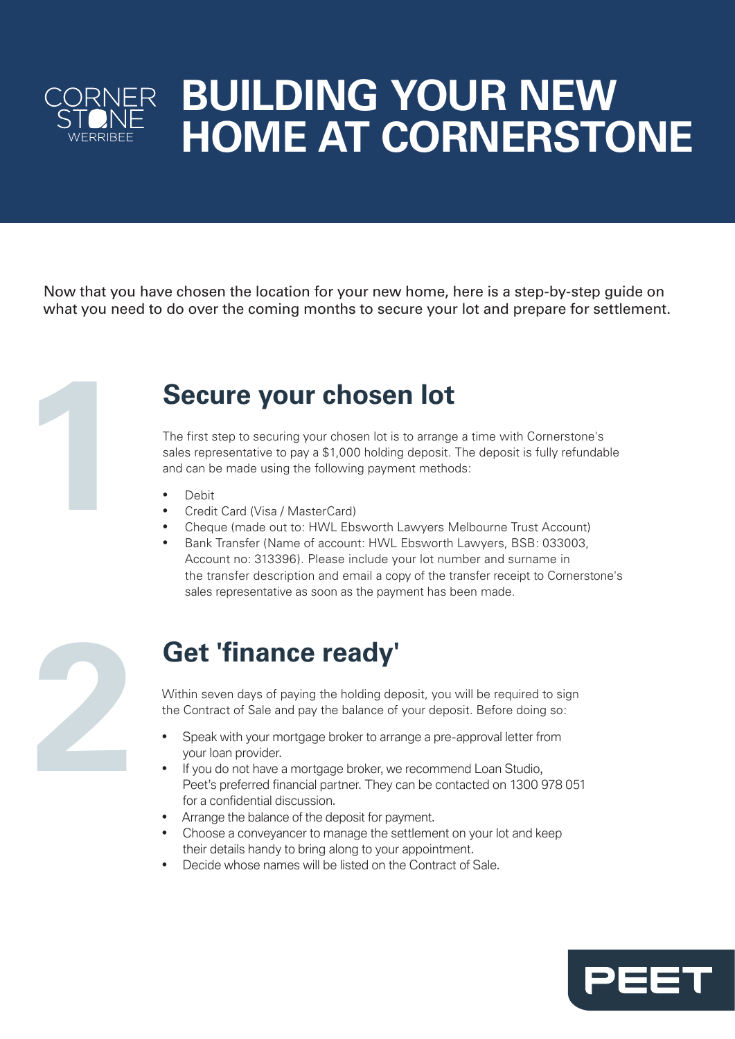# BUILDING YOUR NEW HOME AT CORNERSTONE

Now that you have chosen the location for your new home, here is a step-by-step guide on what you need to do over the coming months to secure your lot and prepare for settlement.

## 1 Secure your chosen lot

The first step to securing your chosen lot is to arrange a time with Cornerstone's sales representative to pay a $1,000 holding deposit. The deposit is fully refundable and can be made using the following payment methods:

- Debit
- Credit Card (Visa / MasterCard)
- Cheque (made out to: HWL Ebsworth Lawyers Melbourne Trust Account)
- Bank Transfer (Name of account: HWL Ebsworth Lawyers, BSB: 033003, Account no: 313396). Please include your lot number and surname in the transfer description and email a copy of the transfer receipt to Cornerstone's sales representative as soon as the payment has been made.

## 2 Get 'finance ready'

Within seven days of paying the holding deposit, you will be required to sign the Contract of Sale and pay the balance of your deposit. Before doing so:

- Speak with your mortgage broker to arrange a pre-approval letter from your loan provider.
- If you do not have a mortgage broker, we recommend Loan Studio, Peet's preferred financial partner. They can be contacted on 1300 978 051 for a confidential discussion.
- Arrange the balance of the deposit for payment.
- Choose a conveyancer to manage the settlement on your lot and keep their details handy to bring along to your appointment.
- Decide whose names will be listed on the Contract of Sale.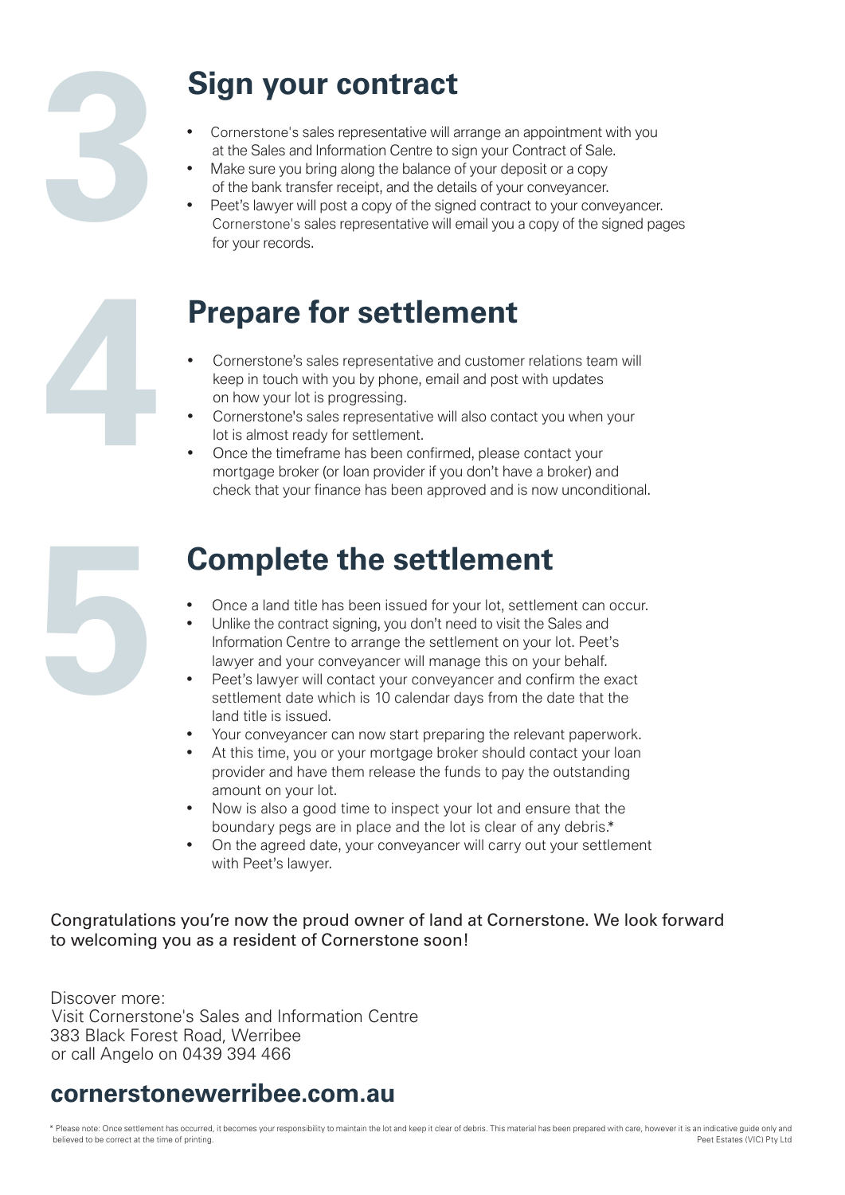## 3 Sign your contract

- Cornerstone's sales representative will arrange an appointment with you at the Sales and Information Centre to sign your Contract of Sale.
- Make sure you bring along the balance of your deposit or a copy of the bank transfer receipt, and the details of your conveyancer.
- Peet's lawyer will post a copy of the signed contract to your conveyancer. Cornerstone's sales representative will email you a copy of the signed pages for your records.

## 4 Prepare for settlement

- Cornerstone's sales representative and customer relations team will keep in touch with you by phone, email and post with updates on how your lot is progressing.
- Cornerstone's sales representative will also contact you when your lot is almost ready for settlement.
- Once the timeframe has been confirmed, please contact your mortgage broker (or loan provider if you don't have a broker) and check that your finance has been approved and is now unconditional.

## 5 Complete the settlement

- Once a land title has been issued for your lot, settlement can occur.
- Unlike the contract signing, you don't need to visit the Sales and Information Centre to arrange the settlement on your lot. Peet's lawyer and your conveyancer will manage this on your behalf.
- Peet's lawyer will contact your conveyancer and confirm the exact settlement date which is 10 calendar days from the date that the land title is issued.
- Your conveyancer can now start preparing the relevant paperwork.
- At this time, you or your mortgage broker should contact your loan provider and have them release the funds to pay the outstanding amount on your lot.
- Now is also a good time to inspect your lot and ensure that the boundary pegs are in place and the lot is clear of any debris.*
- On the agreed date, your conveyancer will carry out your settlement with Peet's lawyer.

Congratulations you're now the proud owner of land at Cornerstone. We look forward to welcoming you as a resident of Cornerstone soon!

Discover more:
Visit Cornerstone's Sales and Information Centre
383 Black Forest Road, Werribee
or call Angelo on 0439 394 466

## cornerstonewerribee.com.au

\* Please note: Once settlement has occurred, it becomes your responsibility to maintain the lot and keep it clear of debris. This material has been prepared with care, however it is an indicative guide only and believed to be correct at the time of printing.

Peet Estates (VIC) Pty Ltd